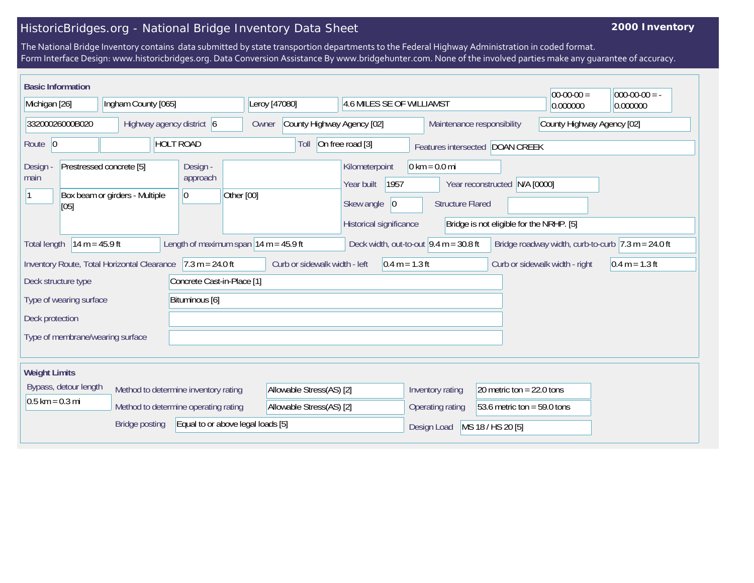# HistoricBridges.org - National Bridge Inventory Data Sheet

**2000 Inventory**

The National Bridge Inventory contains data submitted by state transportion departments to the Federal Highway Administration in coded format.
Form Interface Design: www.historicbridges.org. Data Conversion Assistance By www.bridgehunter.com. None of the involved parties make any guarantee of accuracy.

## Basic Information

| | |
|---|---|
| State | Michigan [26] |
| County | Ingham County [065] |
| Place | Leroy [47080] |
| Location | 4.6 MILES SE OF WILLIAMST |
| Latitude | 00-00-00 = 0.000000 |
| Longitude | 000-00-00 = -0.000000 |
| Structure number | 33200026000B020 |
| Highway agency district | 6 |
| Owner | County Highway Agency [02] |
| Maintenance responsibility | County Highway Agency [02] |
| Route | 0 |
| Facility carried | HOLT ROAD |
| Toll | On free road [3] |
| Features intersected | DOAN CREEK |
| Design - main | Prestressed concrete [5] |
| | 1 — Box beam or girders - Multiple [05] |
| Design - approach | 0 — Other [00] |
| Kilometerpoint | 0 km = 0.0 mi |
| Year built | 1957 |
| Year reconstructed | N/A [0000] |
| Skew angle | 0 |
| Structure Flared | |
| Historical significance | Bridge is not eligible for the NRHP. [5] |
| Total length | 14 m = 45.9 ft |
| Length of maximum span | 14 m = 45.9 ft |
| Deck width, out-to-out | 9.4 m = 30.8 ft |
| Bridge roadway width, curb-to-curb | 7.3 m = 24.0 ft |
| Inventory Route, Total Horizontal Clearance | 7.3 m = 24.0 ft |
| Curb or sidewalk width - left | 0.4 m = 1.3 ft |
| Curb or sidewalk width - right | 0.4 m = 1.3 ft |
| Deck structure type | Concrete Cast-in-Place [1] |
| Type of wearing surface | Bituminous [6] |
| Deck protection | |
| Type of membrane/wearing surface | |

## Weight Limits

| | |
|---|---|
| Bypass, detour length | 0.5 km = 0.3 mi |
| Method to determine inventory rating | Allowable Stress(AS) [2] |
| Method to determine operating rating | Allowable Stress(AS) [2] |
| Bridge posting | Equal to or above legal loads [5] |
| Inventory rating | 20 metric ton = 22.0 tons |
| Operating rating | 53.6 metric ton = 59.0 tons |
| Design Load | MS 18 / HS 20 [5] |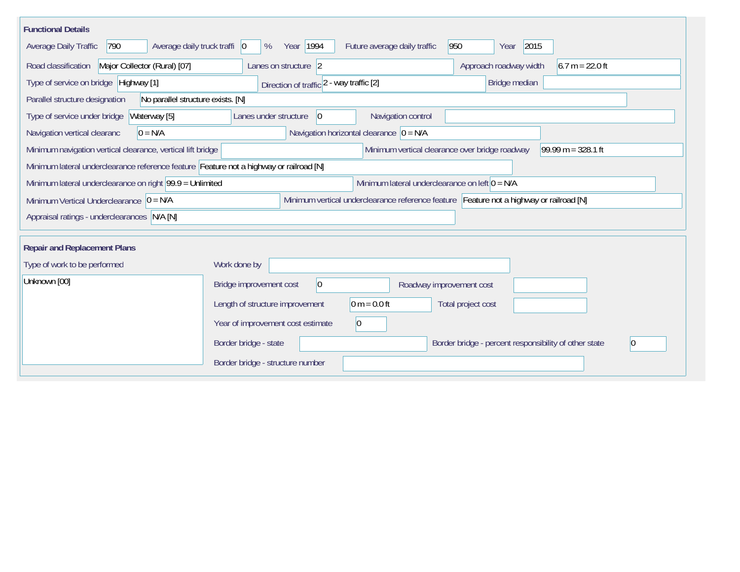## Functional Details

| Field | Value |
| --- | --- |
| Average Daily Traffic | 790 |
| Average daily truck traffi | 0 % |
| Year | 1994 |
| Future average daily traffic | 950 |
| Year | 2015 |
| Road classification | Major Collector (Rural) [07] |
| Lanes on structure | 2 |
| Approach roadway width | 6.7 m = 22.0 ft |
| Type of service on bridge | Highway [1] |
| Direction of traffic | 2 - way traffic [2] |
| Bridge median | |
| Parallel structure designation | No parallel structure exists. [N] |
| Type of service under bridge | Waterway [5] |
| Lanes under structure | 0 |
| Navigation control | |
| Navigation vertical clearanc | 0 = N/A |
| Navigation horizontal clearance | 0 = N/A |
| Minimum navigation vertical clearance, vertical lift bridge | |
| Minimum vertical clearance over bridge roadway | 99.99 m = 328.1 ft |
| Minimum lateral underclearance reference feature | Feature not a highway or railroad [N] |
| Minimum lateral underclearance on right | 99.9 = Unlimited |
| Minimum lateral underclearance on left | 0 = N/A |
| Minimum Vertical Underclearance | 0 = N/A |
| Minimum vertical underclearance reference feature | Feature not a highway or railroad [N] |
| Appraisal ratings - underclearances | N/A [N] |

## Repair and Replacement Plans

| Field | Value |
| --- | --- |
| Type of work to be performed | Unknown [00] |
| Work done by | |
| Bridge improvement cost | 0 |
| Roadway improvement cost | |
| Length of structure improvement | 0 m = 0.0 ft |
| Total project cost | |
| Year of improvement cost estimate | 0 |
| Border bridge - state | |
| Border bridge - percent responsibility of other state | 0 |
| Border bridge - structure number | |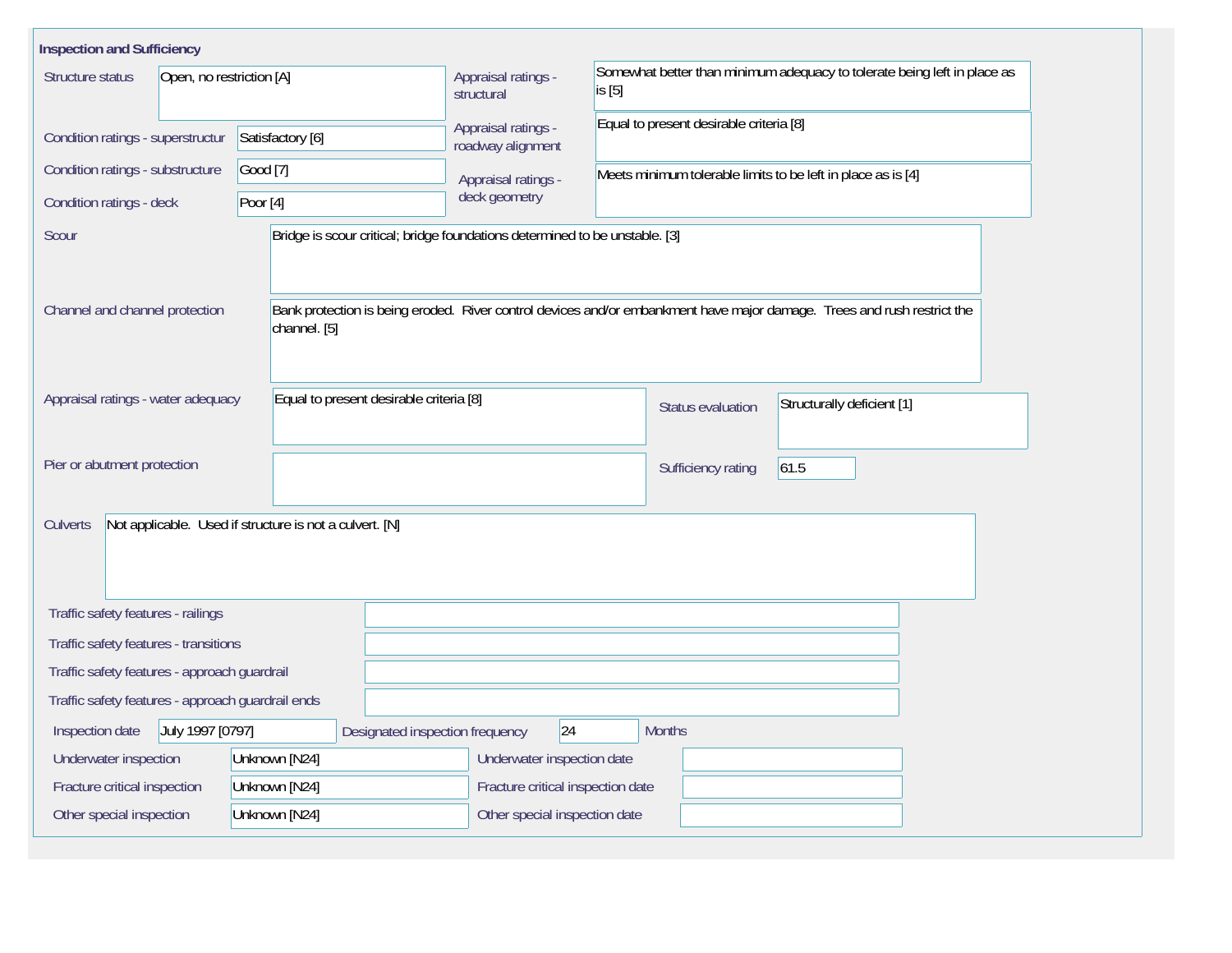## Inspection and Sufficiency

| | |
|---|---|
| Structure status | Open, no restriction [A] |
| Appraisal ratings - structural | Somewhat better than minimum adequacy to tolerate being left in place as is [5] |
| Condition ratings - superstructur | Satisfactory [6] |
| Appraisal ratings - roadway alignment | Equal to present desirable criteria [8] |
| Condition ratings - substructure | Good [7] |
| Appraisal ratings - deck geometry | Meets minimum tolerable limits to be left in place as is [4] |
| Condition ratings - deck | Poor [4] |
| Scour | Bridge is scour critical; bridge foundations determined to be unstable. [3] |
| Channel and channel protection | Bank protection is being eroded. River control devices and/or embankment have major damage. Trees and rush restrict the channel. [5] |
| Appraisal ratings - water adequacy | Equal to present desirable criteria [8] |
| Status evaluation | Structurally deficient [1] |
| Pier or abutment protection | |
| Sufficiency rating | 61.5 |
| Culverts | Not applicable. Used if structure is not a culvert. [N] |
| Traffic safety features - railings | |
| Traffic safety features - transitions | |
| Traffic safety features - approach guardrail | |
| Traffic safety features - approach guardrail ends | |
| Inspection date | July 1997 [0797] |
| Designated inspection frequency | 24 Months |
| Underwater inspection | Unknown [N24] |
| Underwater inspection date | |
| Fracture critical inspection | Unknown [N24] |
| Fracture critical inspection date | |
| Other special inspection | Unknown [N24] |
| Other special inspection date | |